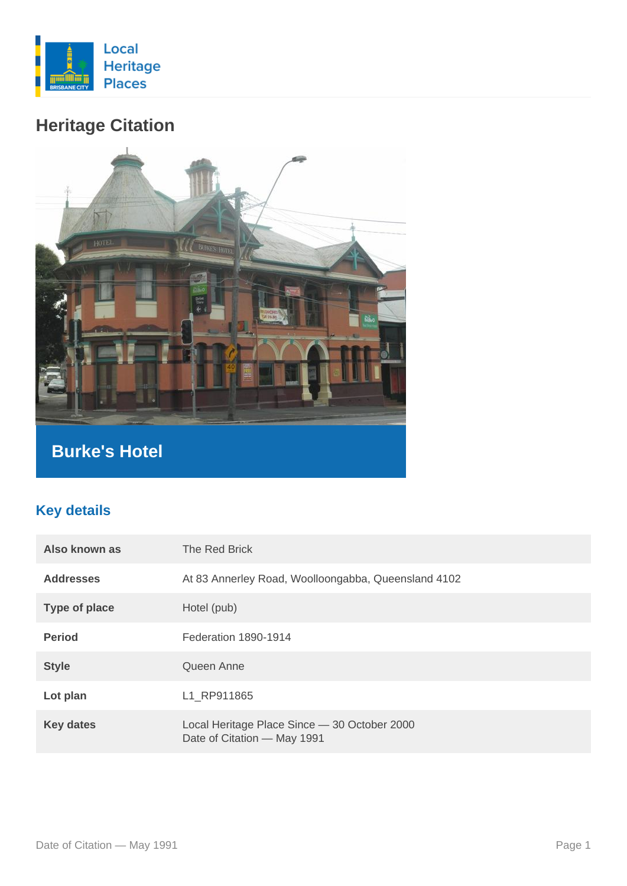Local Heritage Places

# Heritage Citation

## Burke's Hotel

### Key details

| | |
|---|---|
| **Also known as** | The Red Brick |
| **Addresses** | At 83 Annerley Road, Woolloongabba, Queensland 4102 |
| **Type of place** | Hotel (pub) |
| **Period** | Federation 1890-1914 |
| **Style** | Queen Anne |
| **Lot plan** | L1_RP911865 |
| **Key dates** | Local Heritage Place Since — 30 October 2000<br>Date of Citation — May 1991 |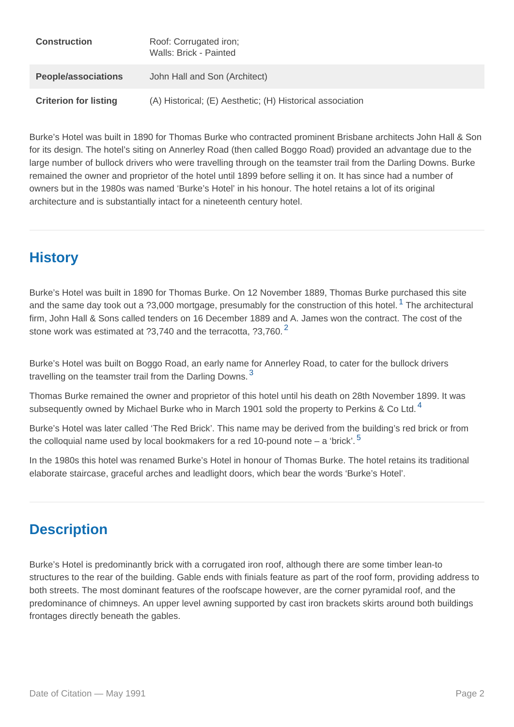| | |
|---|---|
| **Construction** | Roof: Corrugated iron;<br>Walls: Brick - Painted |
| **People/associations** | John Hall and Son (Architect) |
| **Criterion for listing** | (A) Historical; (E) Aesthetic; (H) Historical association |

Burke's Hotel was built in 1890 for Thomas Burke who contracted prominent Brisbane architects John Hall & Son for its design. The hotel's siting on Annerley Road (then called Boggo Road) provided an advantage due to the large number of bullock drivers who were travelling through on the teamster trail from the Darling Downs. Burke remained the owner and proprietor of the hotel until 1899 before selling it on. It has since had a number of owners but in the 1980s was named 'Burke's Hotel' in his honour. The hotel retains a lot of its original architecture and is substantially intact for a nineteenth century hotel.

## History

Burke's Hotel was built in 1890 for Thomas Burke. On 12 November 1889, Thomas Burke purchased this site and the same day took out a ?3,000 mortgage, presumably for the construction of this hotel. [1] The architectural firm, John Hall & Sons called tenders on 16 December 1889 and A. James won the contract. The cost of the stone work was estimated at ?3,740 and the terracotta, ?3,760. [2]

Burke's Hotel was built on Boggo Road, an early name for Annerley Road, to cater for the bullock drivers travelling on the teamster trail from the Darling Downs. [3]

Thomas Burke remained the owner and proprietor of this hotel until his death on 28th November 1899. It was subsequently owned by Michael Burke who in March 1901 sold the property to Perkins & Co Ltd. [4]

Burke's Hotel was later called 'The Red Brick'. This name may be derived from the building's red brick or from the colloquial name used by local bookmakers for a red 10-pound note – a 'brick'. [5]

In the 1980s this hotel was renamed Burke's Hotel in honour of Thomas Burke. The hotel retains its traditional elaborate staircase, graceful arches and leadlight doors, which bear the words 'Burke's Hotel'.

## Description

Burke's Hotel is predominantly brick with a corrugated iron roof, although there are some timber lean-to structures to the rear of the building. Gable ends with finials feature as part of the roof form, providing address to both streets. The most dominant features of the roofscape however, are the corner pyramidal roof, and the predominance of chimneys. An upper level awning supported by cast iron brackets skirts around both buildings frontages directly beneath the gables.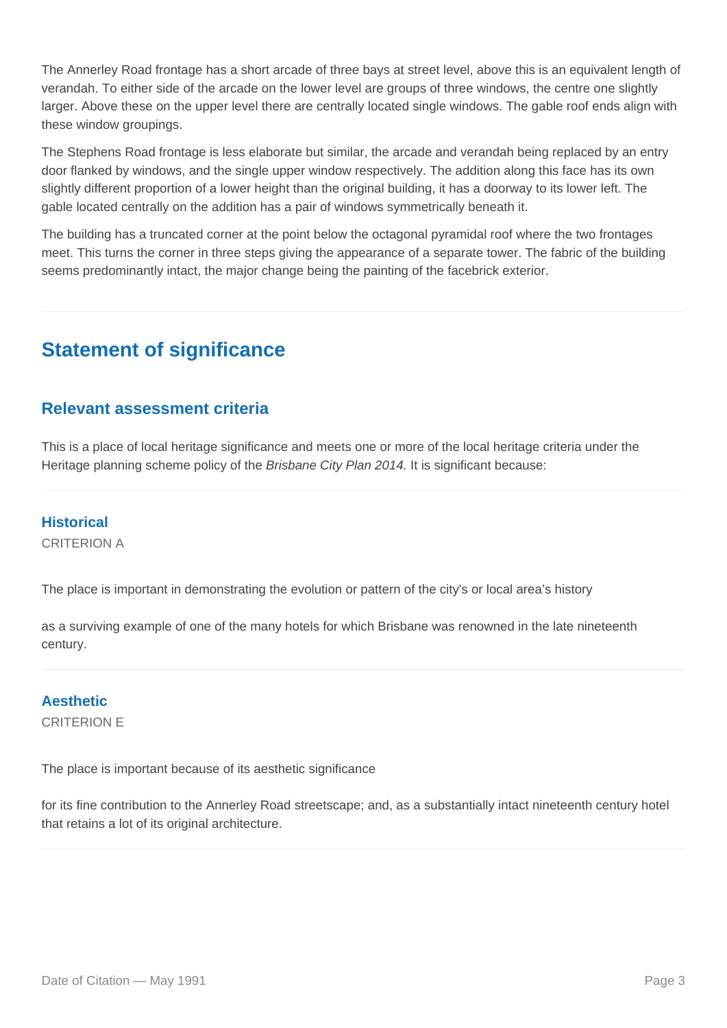The Annerley Road frontage has a short arcade of three bays at street level, above this is an equivalent length of verandah. To either side of the arcade on the lower level are groups of three windows, the centre one slightly larger. Above these on the upper level there are centrally located single windows. The gable roof ends align with these window groupings.

The Stephens Road frontage is less elaborate but similar, the arcade and verandah being replaced by an entry door flanked by windows, and the single upper window respectively. The addition along this face has its own slightly different proportion of a lower height than the original building, it has a doorway to its lower left. The gable located centrally on the addition has a pair of windows symmetrically beneath it.

The building has a truncated corner at the point below the octagonal pyramidal roof where the two frontages meet. This turns the corner in three steps giving the appearance of a separate tower. The fabric of the building seems predominantly intact, the major change being the painting of the facebrick exterior.

## Statement of significance

### Relevant assessment criteria

This is a place of local heritage significance and meets one or more of the local heritage criteria under the Heritage planning scheme policy of the *Brisbane City Plan 2014.* It is significant because:

#### Historical

CRITERION A

The place is important in demonstrating the evolution or pattern of the city's or local area's history

as a surviving example of one of the many hotels for which Brisbane was renowned in the late nineteenth century.

#### Aesthetic

CRITERION E

The place is important because of its aesthetic significance

for its fine contribution to the Annerley Road streetscape; and, as a substantially intact nineteenth century hotel that retains a lot of its original architecture.

Date of Citation — May 1991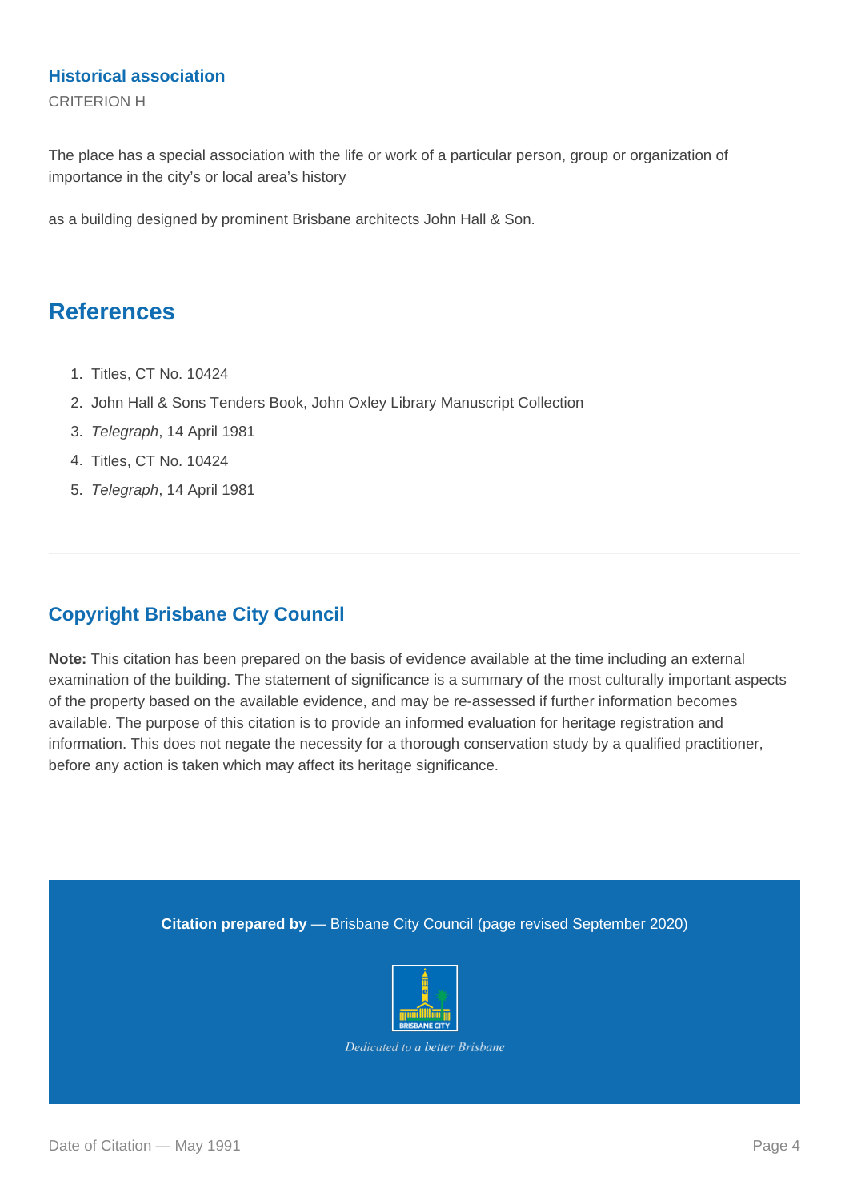### Historical association

CRITERION H

The place has a special association with the life or work of a particular person, group or organization of importance in the city's or local area's history

as a building designed by prominent Brisbane architects John Hall & Son.

## References

1. Titles, CT No. 10424
2. John Hall & Sons Tenders Book, John Oxley Library Manuscript Collection
3. *Telegraph*, 14 April 1981
4. Titles, CT No. 10424
5. *Telegraph*, 14 April 1981

### Copyright Brisbane City Council

**Note:** This citation has been prepared on the basis of evidence available at the time including an external examination of the building. The statement of significance is a summary of the most culturally important aspects of the property based on the available evidence, and may be re-assessed if further information becomes available. The purpose of this citation is to provide an informed evaluation for heritage registration and information. This does not negate the necessity for a thorough conservation study by a qualified practitioner, before any action is taken which may affect its heritage significance.

**Citation prepared by** — Brisbane City Council (page revised September 2020)

BRISBANE CITY

*Dedicated to a better Brisbane*

Date of Citation — May 1991